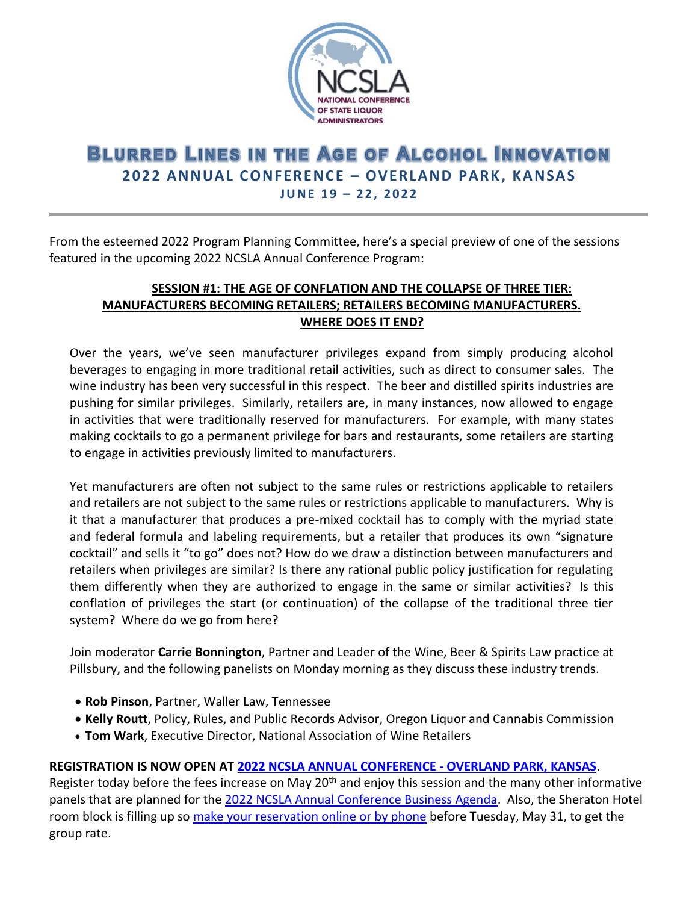# Blurred Lines in the Age of Alcohol Innovation

## 2022 ANNUAL CONFERENCE – OVERLAND PARK, KANSAS

### JUNE 19 – 22, 2022

From the esteemed 2022 Program Planning Committee, here's a special preview of one of the sessions featured in the upcoming 2022 NCSLA Annual Conference Program:

**SESSION #1: THE AGE OF CONFLATION AND THE COLLAPSE OF THREE TIER: MANUFACTURERS BECOMING RETAILERS; RETAILERS BECOMING MANUFACTURERS. WHERE DOES IT END?**

Over the years, we've seen manufacturer privileges expand from simply producing alcohol beverages to engaging in more traditional retail activities, such as direct to consumer sales. The wine industry has been very successful in this respect. The beer and distilled spirits industries are pushing for similar privileges. Similarly, retailers are, in many instances, now allowed to engage in activities that were traditionally reserved for manufacturers. For example, with many states making cocktails to go a permanent privilege for bars and restaurants, some retailers are starting to engage in activities previously limited to manufacturers.

Yet manufacturers are often not subject to the same rules or restrictions applicable to retailers and retailers are not subject to the same rules or restrictions applicable to manufacturers. Why is it that a manufacturer that produces a pre-mixed cocktail has to comply with the myriad state and federal formula and labeling requirements, but a retailer that produces its own "signature cocktail" and sells it "to go" does not? How do we draw a distinction between manufacturers and retailers when privileges are similar? Is there any rational public policy justification for regulating them differently when they are authorized to engage in the same or similar activities? Is this conflation of privileges the start (or continuation) of the collapse of the traditional three tier system? Where do we go from here?

Join moderator **Carrie Bonnington**, Partner and Leader of the Wine, Beer & Spirits Law practice at Pillsbury, and the following panelists on Monday morning as they discuss these industry trends.

- **Rob Pinson**, Partner, Waller Law, Tennessee
- **Kelly Routt**, Policy, Rules, and Public Records Advisor, Oregon Liquor and Cannabis Commission
- **Tom Wark**, Executive Director, National Association of Wine Retailers

**REGISTRATION IS NOW OPEN AT 2022 NCSLA ANNUAL CONFERENCE - OVERLAND PARK, KANSAS.** Register today before the fees increase on May 20th and enjoy this session and the many other informative panels that are planned for the 2022 NCSLA Annual Conference Business Agenda. Also, the Sheraton Hotel room block is filling up so make your reservation online or by phone before Tuesday, May 31, to get the group rate.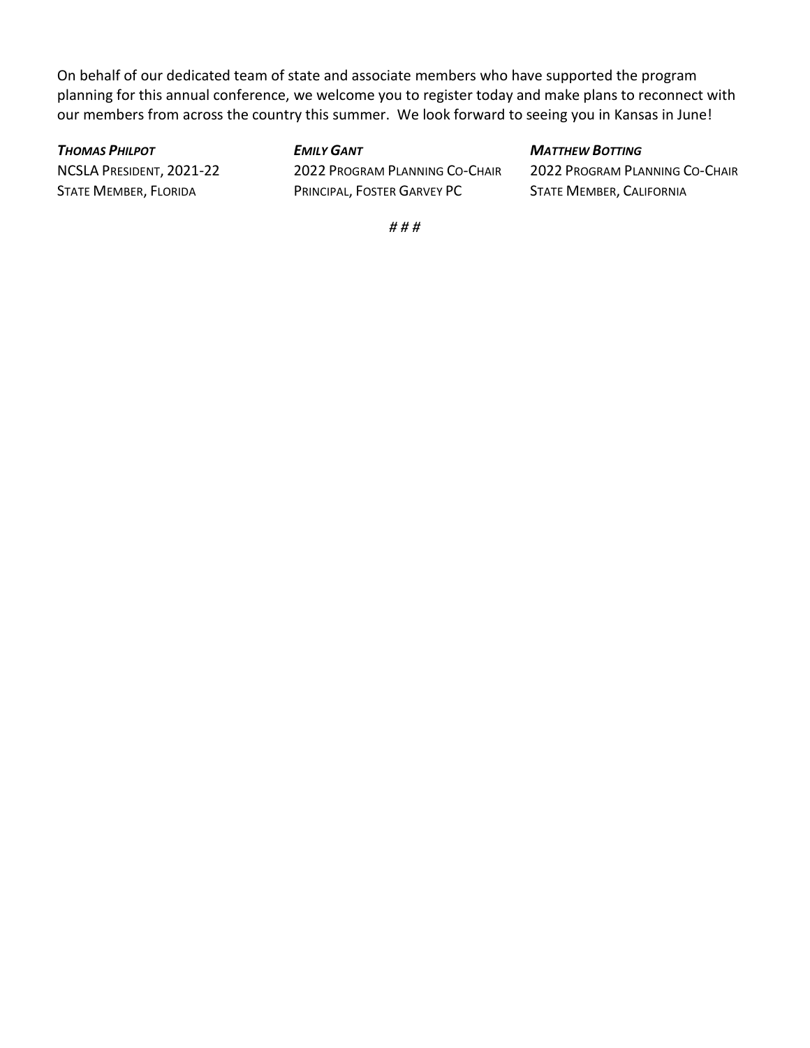On behalf of our dedicated team of state and associate members who have supported the program planning for this annual conference, we welcome you to register today and make plans to reconnect with our members from across the country this summer. We look forward to seeing you in Kansas in June!

***Thomas Philpot***
NCSLA President, 2021-22
State Member, Florida

***Emily Gant***
2022 Program Planning Co-Chair
Principal, Foster Garvey PC

***Matthew Botting***
2022 Program Planning Co-Chair
State Member, California

*# # #*